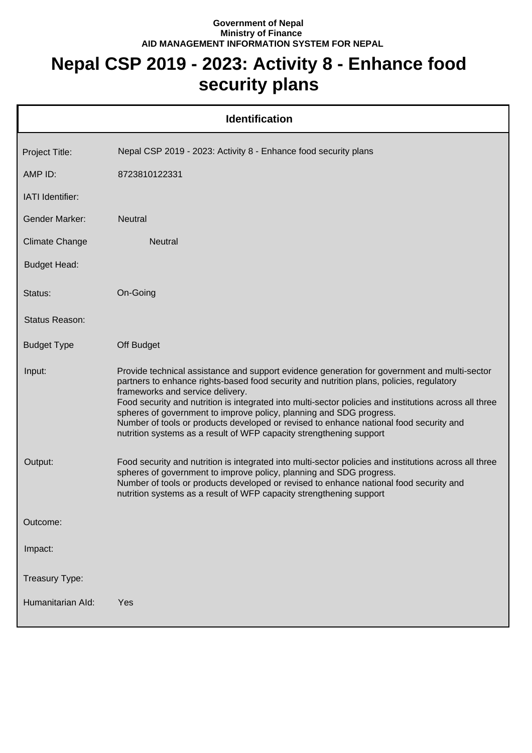**Government of Nepal**
**Ministry of Finance**
**AID MANAGEMENT INFORMATION SYSTEM FOR NEPAL**

# Nepal CSP 2019 - 2023: Activity 8 - Enhance food security plans

## Identification

| | |
|---|---|
| Project Title: | Nepal CSP 2019 - 2023: Activity 8 - Enhance food security plans |
| AMP ID: | 8723810122331 |
| IATI Identifier: | |
| Gender Marker: | Neutral |
| Climate Change | Neutral |
| Budget Head: | |
| Status: | On-Going |
| Status Reason: | |
| Budget Type | Off Budget |
| Input: | Provide technical assistance and support evidence generation for government and multi-sector partners to enhance rights-based food security and nutrition plans, policies, regulatory frameworks and service delivery.<br>Food security and nutrition is integrated into multi-sector policies and institutions across all three spheres of government to improve policy, planning and SDG progress.<br>Number of tools or products developed or revised to enhance national food security and nutrition systems as a result of WFP capacity strengthening support |
| Output: | Food security and nutrition is integrated into multi-sector policies and institutions across all three spheres of government to improve policy, planning and SDG progress.<br>Number of tools or products developed or revised to enhance national food security and nutrition systems as a result of WFP capacity strengthening support |
| Outcome: | |
| Impact: | |
| Treasury Type: | |
| Humanitarian AId: | Yes |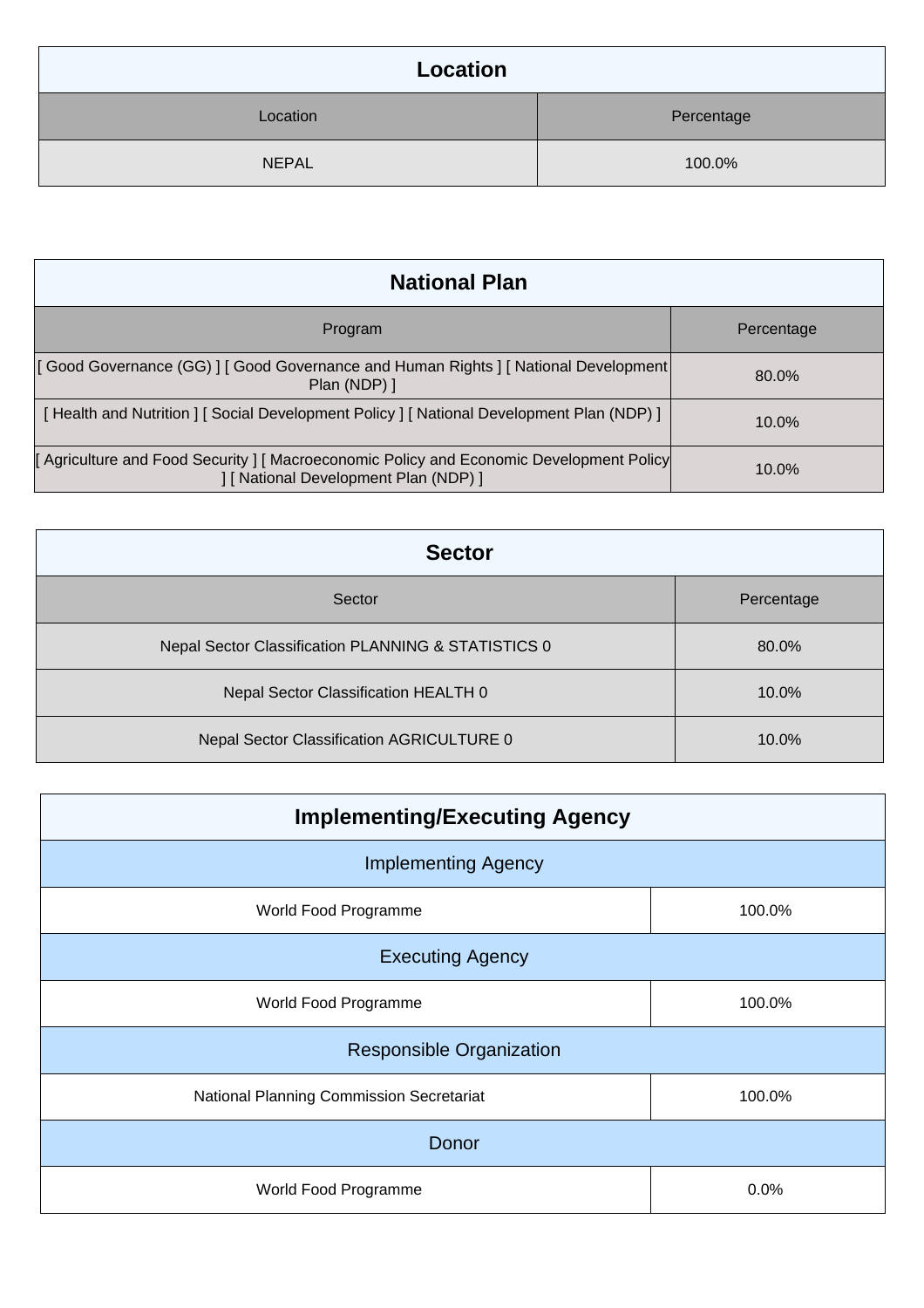## Location

| Location | Percentage |
|---|---|
| NEPAL | 100.0% |

## National Plan

| Program | Percentage |
|---|---|
| [ Good Governance (GG) ] [ Good Governance and Human Rights ] [ National Development Plan (NDP) ] | 80.0% |
| [ Health and Nutrition ] [ Social Development Policy ] [ National Development Plan (NDP) ] | 10.0% |
| [ Agriculture and Food Security ] [ Macroeconomic Policy and Economic Development Policy ] [ National Development Plan (NDP) ] | 10.0% |

## Sector

| Sector | Percentage |
|---|---|
| Nepal Sector Classification PLANNING & STATISTICS 0 | 80.0% |
| Nepal Sector Classification HEALTH 0 | 10.0% |
| Nepal Sector Classification AGRICULTURE 0 | 10.0% |

## Implementing/Executing Agency

| Implementing Agency | |
|---|---|
| World Food Programme | 100.0% |
| **Executing Agency** | |
| World Food Programme | 100.0% |
| **Responsible Organization** | |
| National Planning Commission Secretariat | 100.0% |
| **Donor** | |
| World Food Programme | 0.0% |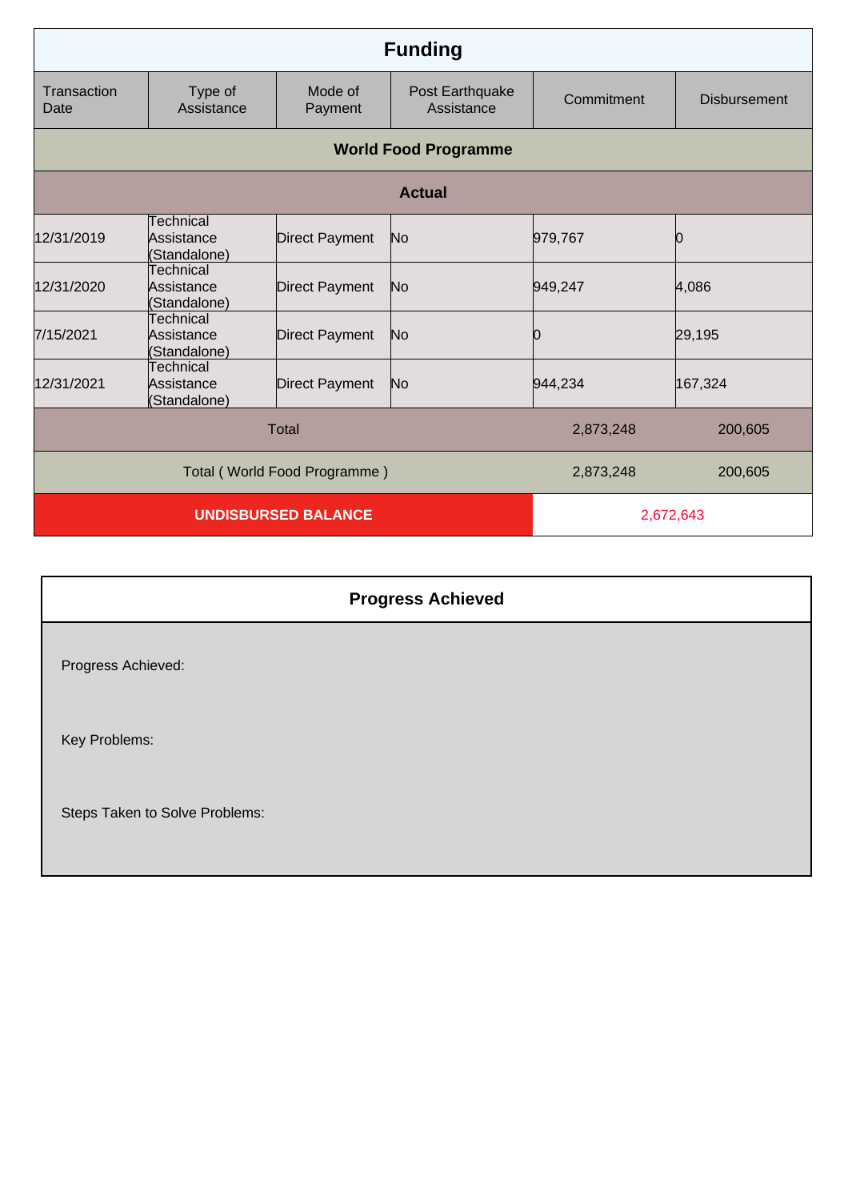## Funding

| Transaction Date | Type of Assistance | Mode of Payment | Post Earthquake Assistance | Commitment | Disbursement |
|---|---|---|---|---|---|
| **World Food Programme** | | | | | |
| **Actual** | | | | | |
| 12/31/2019 | Technical Assistance (Standalone) | Direct Payment | No | 979,767 | 0 |
| 12/31/2020 | Technical Assistance (Standalone) | Direct Payment | No | 949,247 | 4,086 |
| 7/15/2021 | Technical Assistance (Standalone) | Direct Payment | No | 0 | 29,195 |
| 12/31/2021 | Technical Assistance (Standalone) | Direct Payment | No | 944,234 | 167,324 |
| Total | | | | 2,873,248 | 200,605 |
| Total ( World Food Programme ) | | | | 2,873,248 | 200,605 |
| **UNDISBURSED BALANCE** | | | | 2,672,643 | |

## Progress Achieved

Progress Achieved:

Key Problems:

Steps Taken to Solve Problems: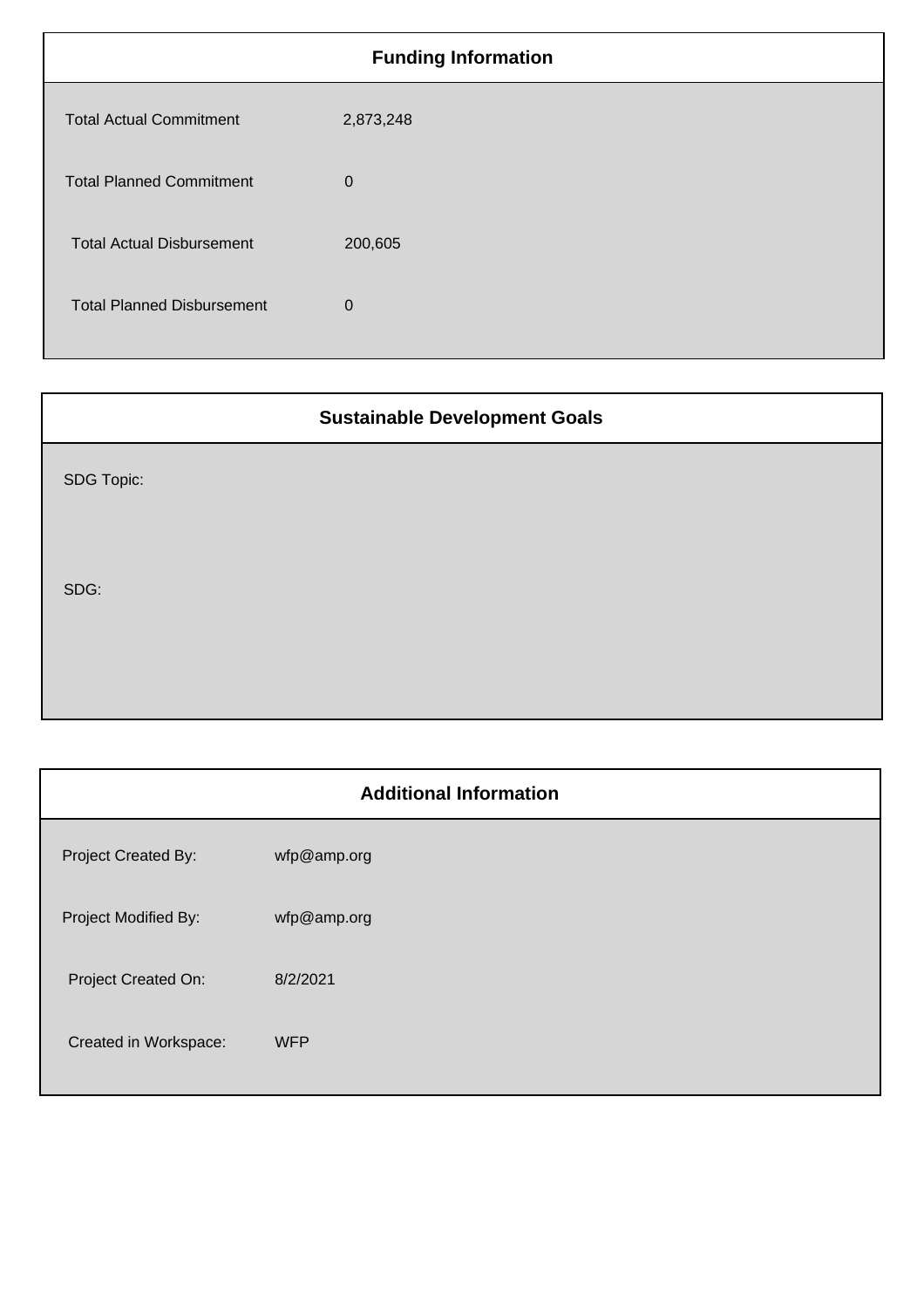## Funding Information

| | |
|---|---|
| Total Actual Commitment | 2,873,248 |
| Total Planned Commitment | 0 |
| Total Actual Disbursement | 200,605 |
| Total Planned Disbursement | 0 |

## Sustainable Development Goals

SDG Topic:

SDG:

## Additional Information

| | |
|---|---|
| Project Created By: | wfp@amp.org |
| Project Modified By: | wfp@amp.org |
| Project Created On: | 8/2/2021 |
| Created in Workspace: | WFP |